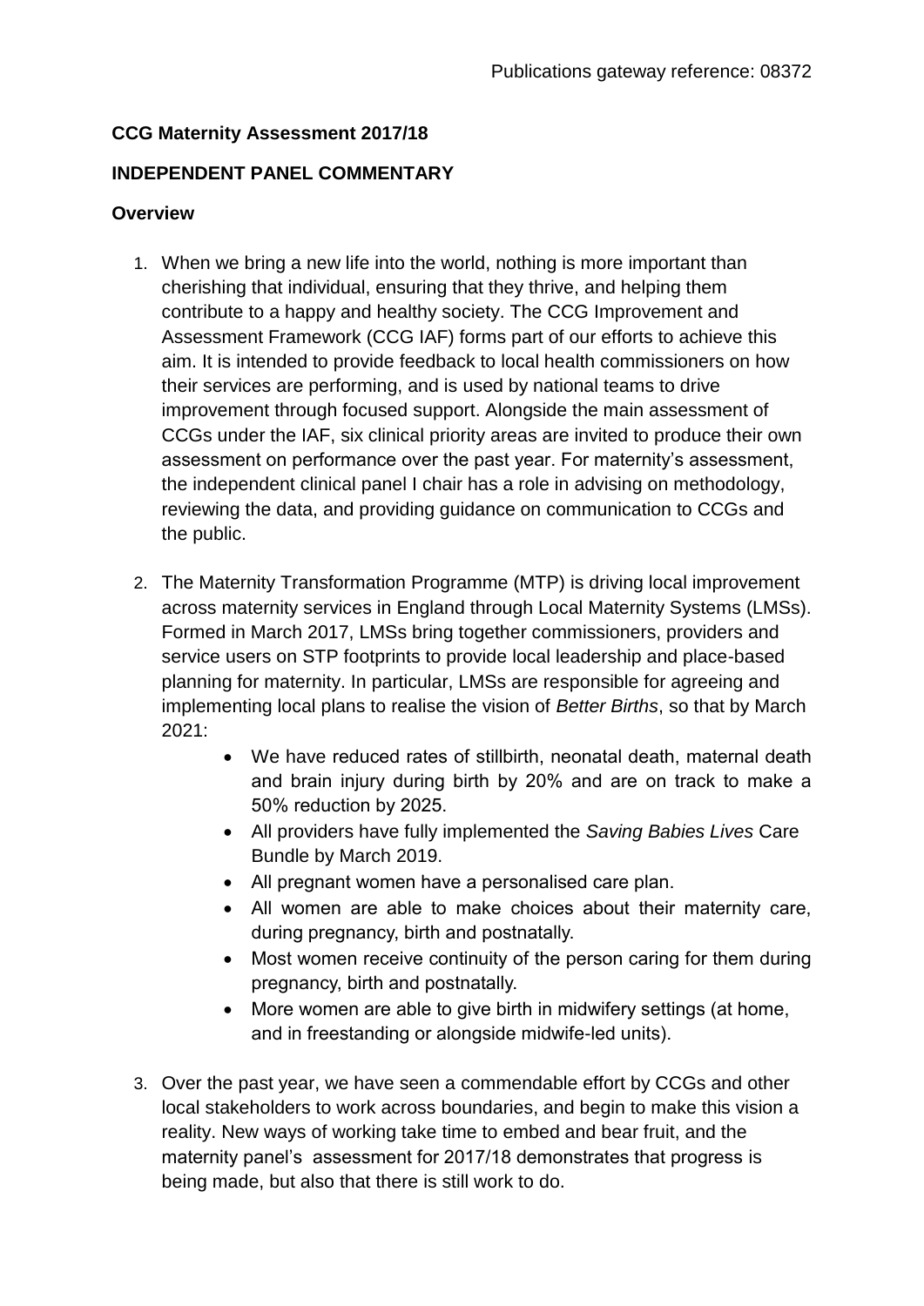Publications gateway reference: 08372

**CCG Maternity Assessment 2017/18**

**INDEPENDENT PANEL COMMENTARY**

**Overview**

1. When we bring a new life into the world, nothing is more important than cherishing that individual, ensuring that they thrive, and helping them contribute to a happy and healthy society. The CCG Improvement and Assessment Framework (CCG IAF) forms part of our efforts to achieve this aim. It is intended to provide feedback to local health commissioners on how their services are performing, and is used by national teams to drive improvement through focused support. Alongside the main assessment of CCGs under the IAF, six clinical priority areas are invited to produce their own assessment on performance over the past year. For maternity's assessment, the independent clinical panel I chair has a role in advising on methodology, reviewing the data, and providing guidance on communication to CCGs and the public.

2. The Maternity Transformation Programme (MTP) is driving local improvement across maternity services in England through Local Maternity Systems (LMSs). Formed in March 2017, LMSs bring together commissioners, providers and service users on STP footprints to provide local leadership and place-based planning for maternity. In particular, LMSs are responsible for agreeing and implementing local plans to realise the vision of *Better Births*, so that by March 2021:
   - We have reduced rates of stillbirth, neonatal death, maternal death and brain injury during birth by 20% and are on track to make a 50% reduction by 2025.
   - All providers have fully implemented the *Saving Babies Lives* Care Bundle by March 2019.
   - All pregnant women have a personalised care plan.
   - All women are able to make choices about their maternity care, during pregnancy, birth and postnatally.
   - Most women receive continuity of the person caring for them during pregnancy, birth and postnatally.
   - More women are able to give birth in midwifery settings (at home, and in freestanding or alongside midwife-led units).

3. Over the past year, we have seen a commendable effort by CCGs and other local stakeholders to work across boundaries, and begin to make this vision a reality. New ways of working take time to embed and bear fruit, and the maternity panel's assessment for 2017/18 demonstrates that progress is being made, but also that there is still work to do.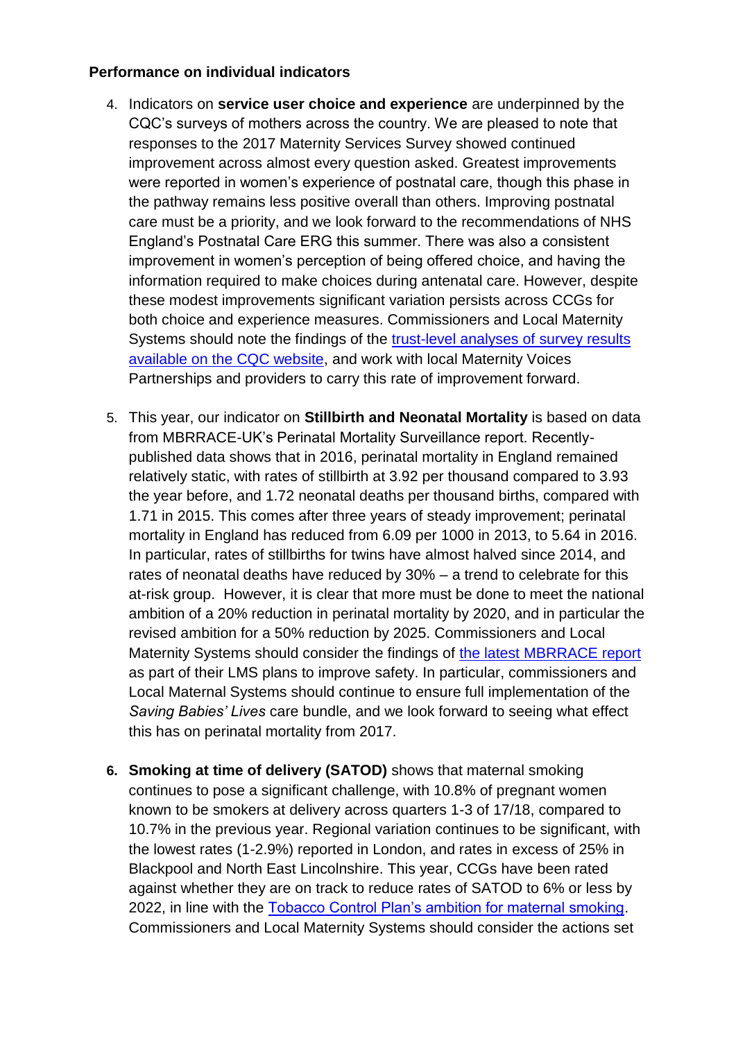**Performance on individual indicators**

4. Indicators on **service user choice and experience** are underpinned by the CQC's surveys of mothers across the country. We are pleased to note that responses to the 2017 Maternity Services Survey showed continued improvement across almost every question asked. Greatest improvements were reported in women's experience of postnatal care, though this phase in the pathway remains less positive overall than others. Improving postnatal care must be a priority, and we look forward to the recommendations of NHS England's Postnatal Care ERG this summer. There was also a consistent improvement in women's perception of being offered choice, and having the information required to make choices during antenatal care. However, despite these modest improvements significant variation persists across CCGs for both choice and experience measures. Commissioners and Local Maternity Systems should note the findings of the [trust-level analyses of survey results available on the CQC website](), and work with local Maternity Voices Partnerships and providers to carry this rate of improvement forward.

5. This year, our indicator on **Stillbirth and Neonatal Mortality** is based on data from MBRRACE-UK's Perinatal Mortality Surveillance report. Recently-published data shows that in 2016, perinatal mortality in England remained relatively static, with rates of stillbirth at 3.92 per thousand compared to 3.93 the year before, and 1.72 neonatal deaths per thousand births, compared with 1.71 in 2015. This comes after three years of steady improvement; perinatal mortality in England has reduced from 6.09 per 1000 in 2013, to 5.64 in 2016. In particular, rates of stillbirths for twins have almost halved since 2014, and rates of neonatal deaths have reduced by 30% – a trend to celebrate for this at-risk group. However, it is clear that more must be done to meet the national ambition of a 20% reduction in perinatal mortality by 2020, and in particular the revised ambition for a 50% reduction by 2025. Commissioners and Local Maternity Systems should consider the findings of [the latest MBRRACE report]() as part of their LMS plans to improve safety. In particular, commissioners and Local Maternal Systems should continue to ensure full implementation of the *Saving Babies' Lives* care bundle, and we look forward to seeing what effect this has on perinatal mortality from 2017.

6. **Smoking at time of delivery (SATOD)** shows that maternal smoking continues to pose a significant challenge, with 10.8% of pregnant women known to be smokers at delivery across quarters 1-3 of 17/18, compared to 10.7% in the previous year. Regional variation continues to be significant, with the lowest rates (1-2.9%) reported in London, and rates in excess of 25% in Blackpool and North East Lincolnshire. This year, CCGs have been rated against whether they are on track to reduce rates of SATOD to 6% or less by 2022, in line with the [Tobacco Control Plan's ambition for maternal smoking](). Commissioners and Local Maternity Systems should consider the actions set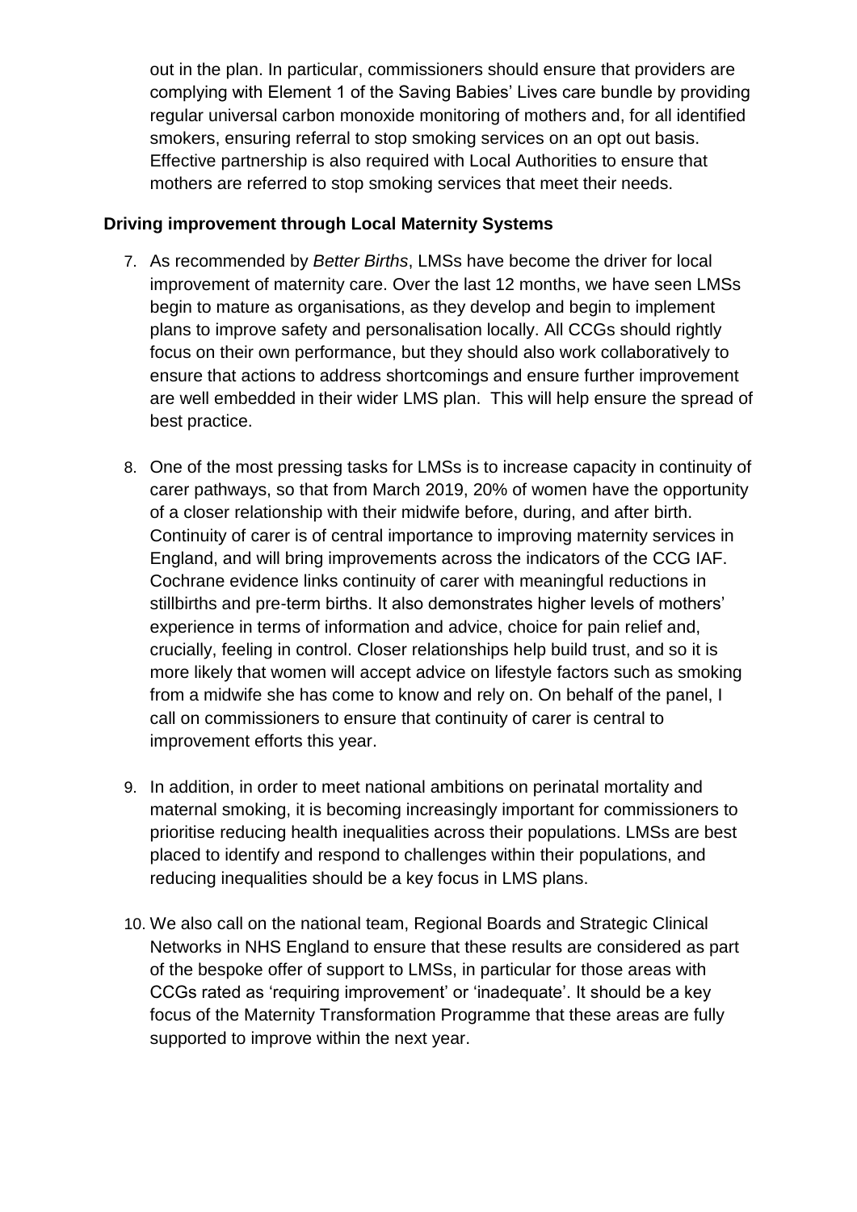out in the plan. In particular, commissioners should ensure that providers are complying with Element 1 of the Saving Babies' Lives care bundle by providing regular universal carbon monoxide monitoring of mothers and, for all identified smokers, ensuring referral to stop smoking services on an opt out basis. Effective partnership is also required with Local Authorities to ensure that mothers are referred to stop smoking services that meet their needs.

**Driving improvement through Local Maternity Systems**

7. As recommended by *Better Births*, LMSs have become the driver for local improvement of maternity care. Over the last 12 months, we have seen LMSs begin to mature as organisations, as they develop and begin to implement plans to improve safety and personalisation locally. All CCGs should rightly focus on their own performance, but they should also work collaboratively to ensure that actions to address shortcomings and ensure further improvement are well embedded in their wider LMS plan. This will help ensure the spread of best practice.

8. One of the most pressing tasks for LMSs is to increase capacity in continuity of carer pathways, so that from March 2019, 20% of women have the opportunity of a closer relationship with their midwife before, during, and after birth. Continuity of carer is of central importance to improving maternity services in England, and will bring improvements across the indicators of the CCG IAF. Cochrane evidence links continuity of carer with meaningful reductions in stillbirths and pre-term births. It also demonstrates higher levels of mothers' experience in terms of information and advice, choice for pain relief and, crucially, feeling in control. Closer relationships help build trust, and so it is more likely that women will accept advice on lifestyle factors such as smoking from a midwife she has come to know and rely on. On behalf of the panel, I call on commissioners to ensure that continuity of carer is central to improvement efforts this year.

9. In addition, in order to meet national ambitions on perinatal mortality and maternal smoking, it is becoming increasingly important for commissioners to prioritise reducing health inequalities across their populations. LMSs are best placed to identify and respond to challenges within their populations, and reducing inequalities should be a key focus in LMS plans.

10. We also call on the national team, Regional Boards and Strategic Clinical Networks in NHS England to ensure that these results are considered as part of the bespoke offer of support to LMSs, in particular for those areas with CCGs rated as 'requiring improvement' or 'inadequate'. It should be a key focus of the Maternity Transformation Programme that these areas are fully supported to improve within the next year.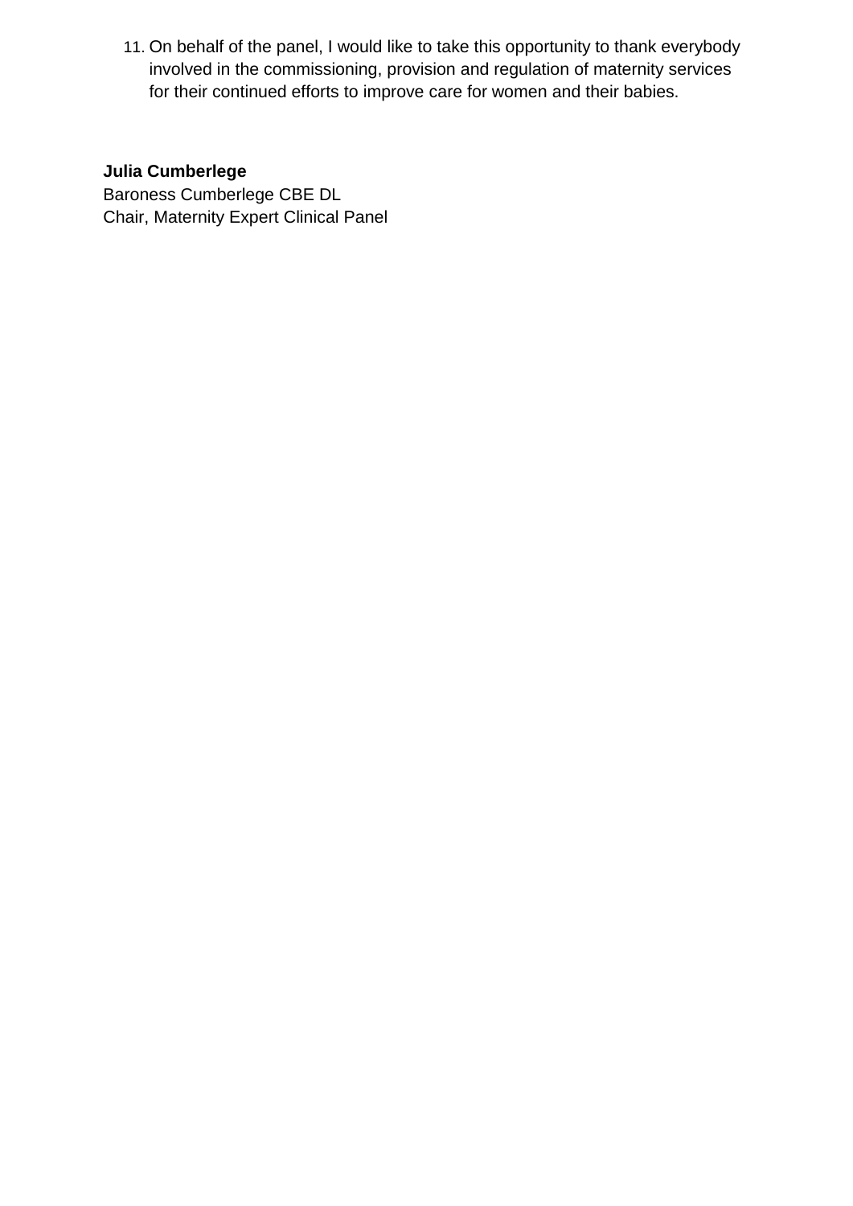11. On behalf of the panel, I would like to take this opportunity to thank everybody involved in the commissioning, provision and regulation of maternity services for their continued efforts to improve care for women and their babies.

**Julia Cumberlege**
Baroness Cumberlege CBE DL
Chair, Maternity Expert Clinical Panel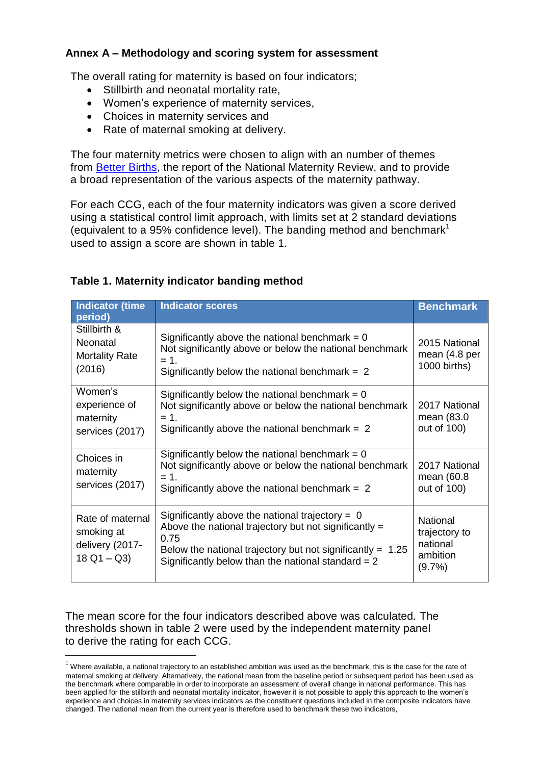### Annex A – Methodology and scoring system for assessment

The overall rating for maternity is based on four indicators;

- Stillbirth and neonatal mortality rate,
- Women's experience of maternity services,
- Choices in maternity services and
- Rate of maternal smoking at delivery.

The four maternity metrics were chosen to align with an number of themes from Better Births, the report of the National Maternity Review, and to provide a broad representation of the various aspects of the maternity pathway.

For each CCG, each of the four maternity indicators was given a score derived using a statistical control limit approach, with limits set at 2 standard deviations (equivalent to a 95% confidence level). The banding method and benchmark[1] used to assign a score are shown in table 1.

**Table 1. Maternity indicator banding method**

| Indicator (time period) | Indicator scores | Benchmark |
|---|---|---|
| Stillbirth & Neonatal Mortality Rate (2016) | Significantly above the national benchmark = 0<br>Not significantly above or below the national benchmark = 1.<br>Significantly below the national benchmark = 2 | 2015 National mean (4.8 per 1000 births) |
| Women's experience of maternity services (2017) | Significantly below the national benchmark = 0<br>Not significantly above or below the national benchmark = 1.<br>Significantly above the national benchmark = 2 | 2017 National mean (83.0 out of 100) |
| Choices in maternity services (2017) | Significantly below the national benchmark = 0<br>Not significantly above or below the national benchmark = 1.<br>Significantly above the national benchmark = 2 | 2017 National mean (60.8 out of 100) |
| Rate of maternal smoking at delivery (2017-18 Q1 – Q3) | Significantly above the national trajectory = 0<br>Above the national trajectory but not significantly = 0.75<br>Below the national trajectory but not significantly = 1.25<br>Significantly below than the national standard = 2 | National trajectory to national ambition (9.7%) |

The mean score for the four indicators described above was calculated. The thresholds shown in table 2 were used by the independent maternity panel to derive the rating for each CCG.

[1] Where available, a national trajectory to an established ambition was used as the benchmark, this is the case for the rate of maternal smoking at delivery. Alternatively, the national mean from the baseline period or subsequent period has been used as the benchmark where comparable in order to incorporate an assessment of overall change in national performance. This has been applied for the stillbirth and neonatal mortality indicator, however it is not possible to apply this approach to the women's experience and choices in maternity services indicators as the constituent questions included in the composite indicators have changed. The national mean from the current year is therefore used to benchmark these two indicators,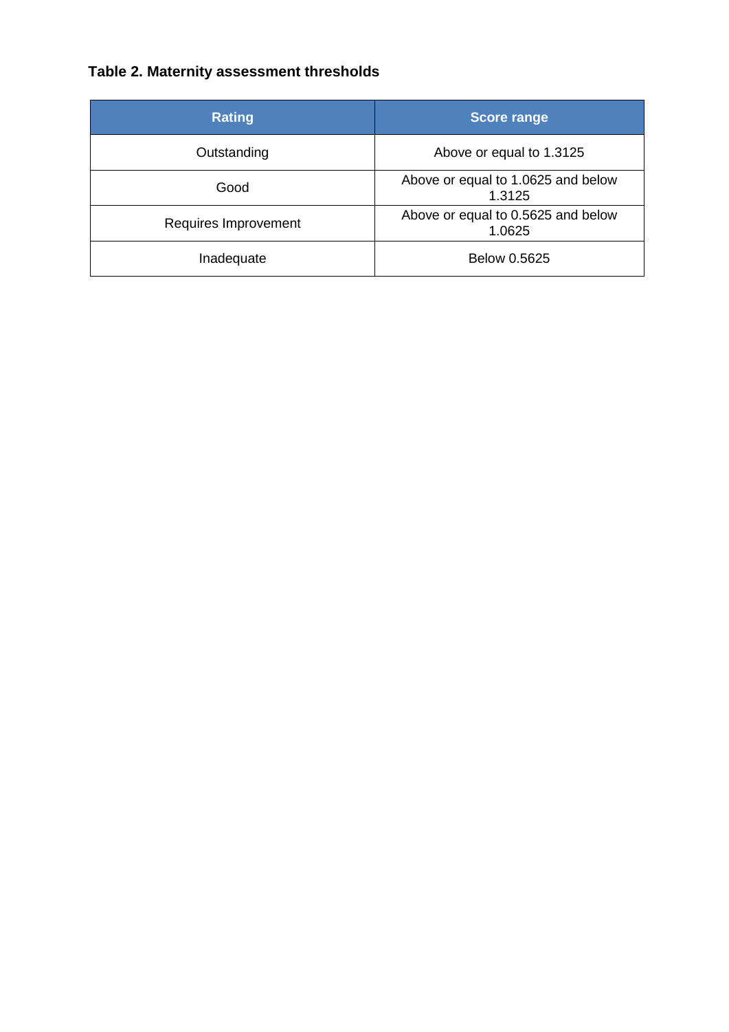**Table 2. Maternity assessment thresholds**

| Rating | Score range |
|---|---|
| Outstanding | Above or equal to 1.3125 |
| Good | Above or equal to 1.0625 and below 1.3125 |
| Requires Improvement | Above or equal to 0.5625 and below 1.0625 |
| Inadequate | Below 0.5625 |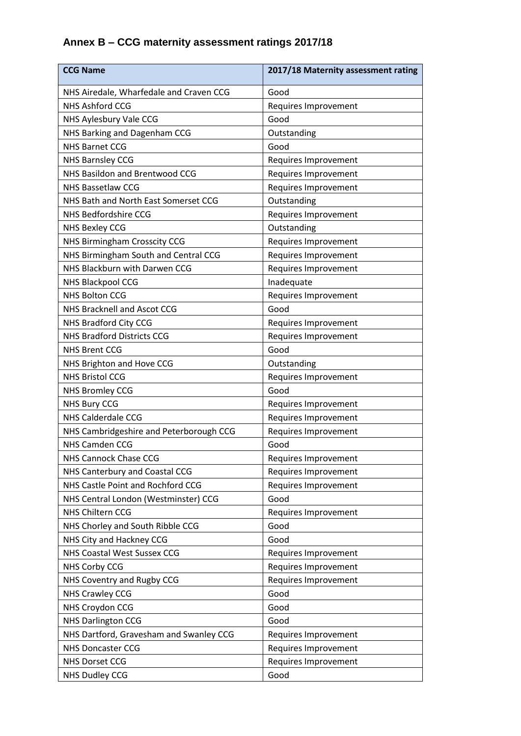## Annex B – CCG maternity assessment ratings 2017/18

| CCG Name | 2017/18 Maternity assessment rating |
|---|---|
| NHS Airedale, Wharfedale and Craven CCG | Good |
| NHS Ashford CCG | Requires Improvement |
| NHS Aylesbury Vale CCG | Good |
| NHS Barking and Dagenham CCG | Outstanding |
| NHS Barnet CCG | Good |
| NHS Barnsley CCG | Requires Improvement |
| NHS Basildon and Brentwood CCG | Requires Improvement |
| NHS Bassetlaw CCG | Requires Improvement |
| NHS Bath and North East Somerset CCG | Outstanding |
| NHS Bedfordshire CCG | Requires Improvement |
| NHS Bexley CCG | Outstanding |
| NHS Birmingham Crosscity CCG | Requires Improvement |
| NHS Birmingham South and Central CCG | Requires Improvement |
| NHS Blackburn with Darwen CCG | Requires Improvement |
| NHS Blackpool CCG | Inadequate |
| NHS Bolton CCG | Requires Improvement |
| NHS Bracknell and Ascot CCG | Good |
| NHS Bradford City CCG | Requires Improvement |
| NHS Bradford Districts CCG | Requires Improvement |
| NHS Brent CCG | Good |
| NHS Brighton and Hove CCG | Outstanding |
| NHS Bristol CCG | Requires Improvement |
| NHS Bromley CCG | Good |
| NHS Bury CCG | Requires Improvement |
| NHS Calderdale CCG | Requires Improvement |
| NHS Cambridgeshire and Peterborough CCG | Requires Improvement |
| NHS Camden CCG | Good |
| NHS Cannock Chase CCG | Requires Improvement |
| NHS Canterbury and Coastal CCG | Requires Improvement |
| NHS Castle Point and Rochford CCG | Requires Improvement |
| NHS Central London (Westminster) CCG | Good |
| NHS Chiltern CCG | Requires Improvement |
| NHS Chorley and South Ribble CCG | Good |
| NHS City and Hackney CCG | Good |
| NHS Coastal West Sussex CCG | Requires Improvement |
| NHS Corby CCG | Requires Improvement |
| NHS Coventry and Rugby CCG | Requires Improvement |
| NHS Crawley CCG | Good |
| NHS Croydon CCG | Good |
| NHS Darlington CCG | Good |
| NHS Dartford, Gravesham and Swanley CCG | Requires Improvement |
| NHS Doncaster CCG | Requires Improvement |
| NHS Dorset CCG | Requires Improvement |
| NHS Dudley CCG | Good |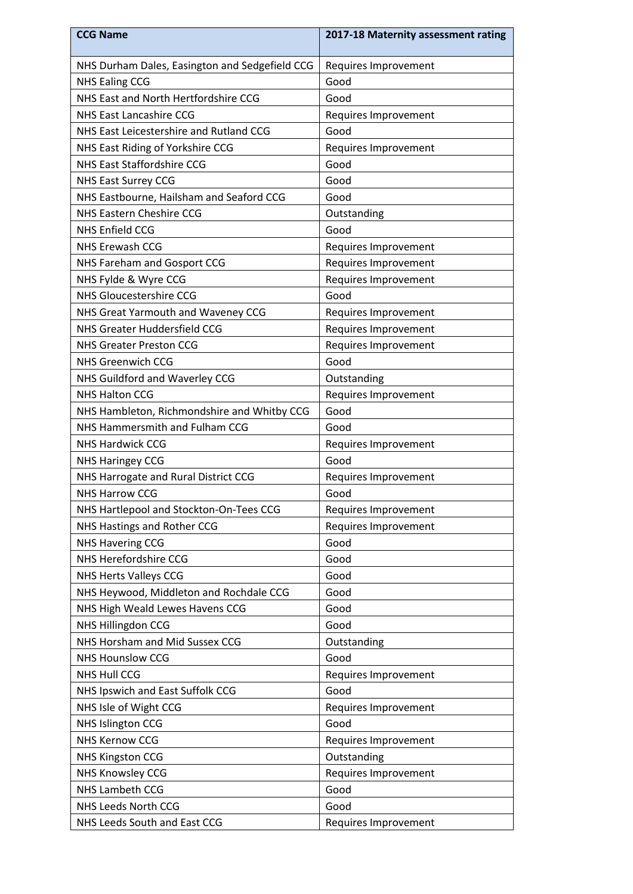| CCG Name | 2017-18 Maternity assessment rating |
|---|---|
| NHS Durham Dales, Easington and Sedgefield CCG | Requires Improvement |
| NHS Ealing CCG | Good |
| NHS East and North Hertfordshire CCG | Good |
| NHS East Lancashire CCG | Requires Improvement |
| NHS East Leicestershire and Rutland CCG | Good |
| NHS East Riding of Yorkshire CCG | Requires Improvement |
| NHS East Staffordshire CCG | Good |
| NHS East Surrey CCG | Good |
| NHS Eastbourne, Hailsham and Seaford CCG | Good |
| NHS Eastern Cheshire CCG | Outstanding |
| NHS Enfield CCG | Good |
| NHS Erewash CCG | Requires Improvement |
| NHS Fareham and Gosport CCG | Requires Improvement |
| NHS Fylde & Wyre CCG | Requires Improvement |
| NHS Gloucestershire CCG | Good |
| NHS Great Yarmouth and Waveney CCG | Requires Improvement |
| NHS Greater Huddersfield CCG | Requires Improvement |
| NHS Greater Preston CCG | Requires Improvement |
| NHS Greenwich CCG | Good |
| NHS Guildford and Waverley CCG | Outstanding |
| NHS Halton CCG | Requires Improvement |
| NHS Hambleton, Richmondshire and Whitby CCG | Good |
| NHS Hammersmith and Fulham CCG | Good |
| NHS Hardwick CCG | Requires Improvement |
| NHS Haringey CCG | Good |
| NHS Harrogate and Rural District CCG | Requires Improvement |
| NHS Harrow CCG | Good |
| NHS Hartlepool and Stockton-On-Tees CCG | Requires Improvement |
| NHS Hastings and Rother CCG | Requires Improvement |
| NHS Havering CCG | Good |
| NHS Herefordshire CCG | Good |
| NHS Herts Valleys CCG | Good |
| NHS Heywood, Middleton and Rochdale CCG | Good |
| NHS High Weald Lewes Havens CCG | Good |
| NHS Hillingdon CCG | Good |
| NHS Horsham and Mid Sussex CCG | Outstanding |
| NHS Hounslow CCG | Good |
| NHS Hull CCG | Requires Improvement |
| NHS Ipswich and East Suffolk CCG | Good |
| NHS Isle of Wight CCG | Requires Improvement |
| NHS Islington CCG | Good |
| NHS Kernow CCG | Requires Improvement |
| NHS Kingston CCG | Outstanding |
| NHS Knowsley CCG | Requires Improvement |
| NHS Lambeth CCG | Good |
| NHS Leeds North CCG | Good |
| NHS Leeds South and East CCG | Requires Improvement |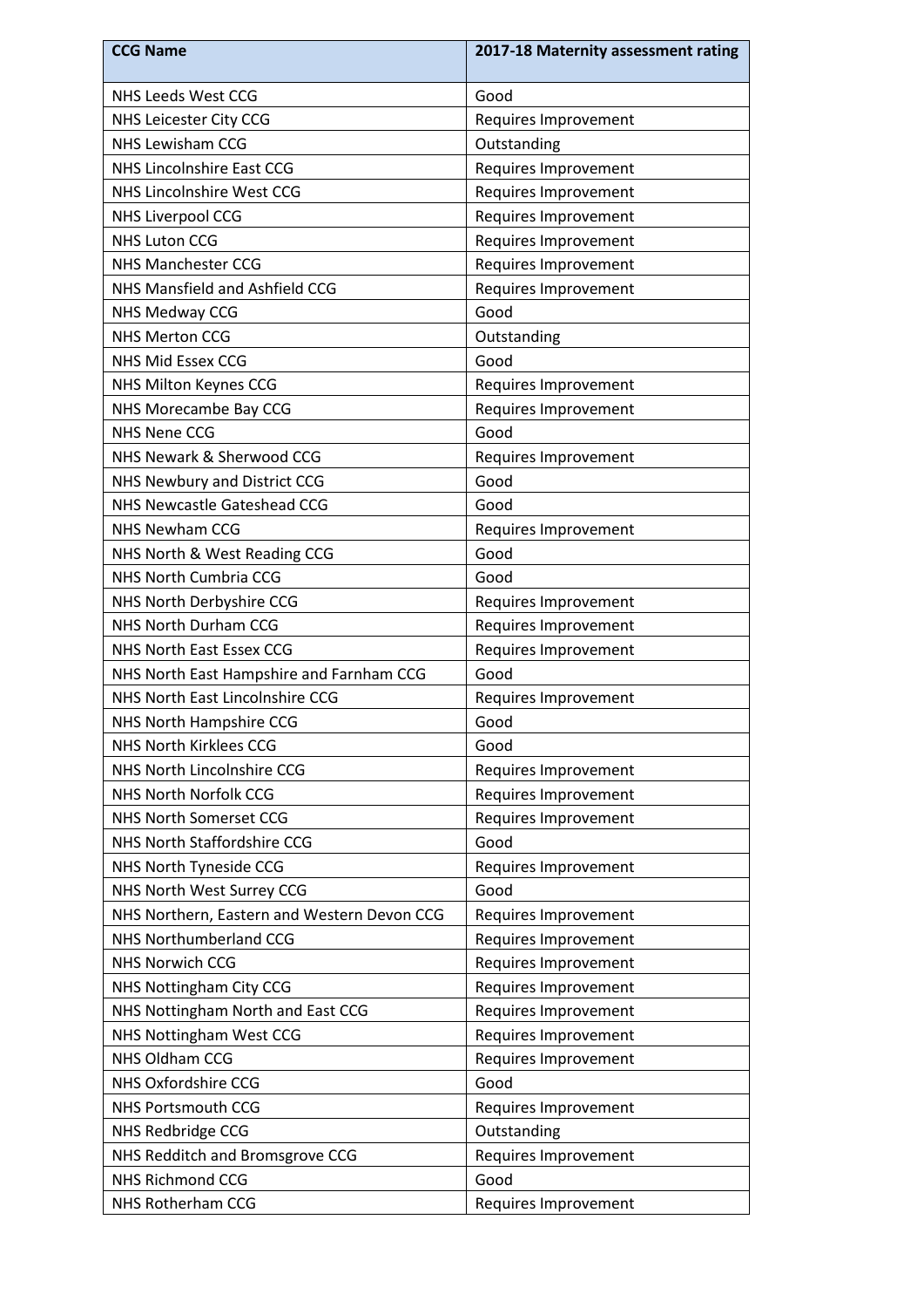| CCG Name | 2017-18 Maternity assessment rating |
| --- | --- |
| NHS Leeds West CCG | Good |
| NHS Leicester City CCG | Requires Improvement |
| NHS Lewisham CCG | Outstanding |
| NHS Lincolnshire East CCG | Requires Improvement |
| NHS Lincolnshire West CCG | Requires Improvement |
| NHS Liverpool CCG | Requires Improvement |
| NHS Luton CCG | Requires Improvement |
| NHS Manchester CCG | Requires Improvement |
| NHS Mansfield and Ashfield CCG | Requires Improvement |
| NHS Medway CCG | Good |
| NHS Merton CCG | Outstanding |
| NHS Mid Essex CCG | Good |
| NHS Milton Keynes CCG | Requires Improvement |
| NHS Morecambe Bay CCG | Requires Improvement |
| NHS Nene CCG | Good |
| NHS Newark & Sherwood CCG | Requires Improvement |
| NHS Newbury and District CCG | Good |
| NHS Newcastle Gateshead CCG | Good |
| NHS Newham CCG | Requires Improvement |
| NHS North & West Reading CCG | Good |
| NHS North Cumbria CCG | Good |
| NHS North Derbyshire CCG | Requires Improvement |
| NHS North Durham CCG | Requires Improvement |
| NHS North East Essex CCG | Requires Improvement |
| NHS North East Hampshire and Farnham CCG | Good |
| NHS North East Lincolnshire CCG | Requires Improvement |
| NHS North Hampshire CCG | Good |
| NHS North Kirklees CCG | Good |
| NHS North Lincolnshire CCG | Requires Improvement |
| NHS North Norfolk CCG | Requires Improvement |
| NHS North Somerset CCG | Requires Improvement |
| NHS North Staffordshire CCG | Good |
| NHS North Tyneside CCG | Requires Improvement |
| NHS North West Surrey CCG | Good |
| NHS Northern, Eastern and Western Devon CCG | Requires Improvement |
| NHS Northumberland CCG | Requires Improvement |
| NHS Norwich CCG | Requires Improvement |
| NHS Nottingham City CCG | Requires Improvement |
| NHS Nottingham North and East CCG | Requires Improvement |
| NHS Nottingham West CCG | Requires Improvement |
| NHS Oldham CCG | Requires Improvement |
| NHS Oxfordshire CCG | Good |
| NHS Portsmouth CCG | Requires Improvement |
| NHS Redbridge CCG | Outstanding |
| NHS Redditch and Bromsgrove CCG | Requires Improvement |
| NHS Richmond CCG | Good |
| NHS Rotherham CCG | Requires Improvement |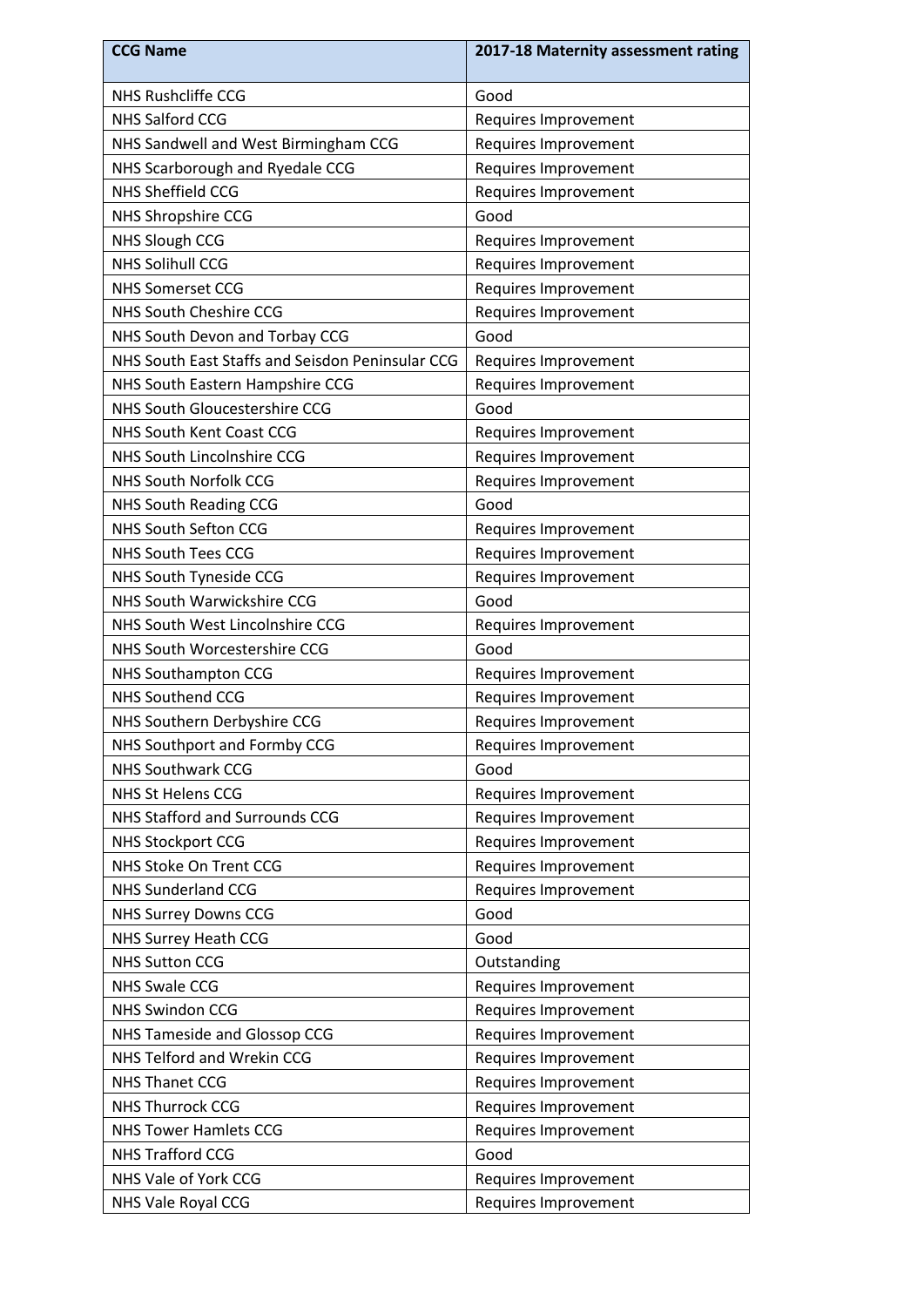| CCG Name | 2017-18 Maternity assessment rating |
|---|---|
| NHS Rushcliffe CCG | Good |
| NHS Salford CCG | Requires Improvement |
| NHS Sandwell and West Birmingham CCG | Requires Improvement |
| NHS Scarborough and Ryedale CCG | Requires Improvement |
| NHS Sheffield CCG | Requires Improvement |
| NHS Shropshire CCG | Good |
| NHS Slough CCG | Requires Improvement |
| NHS Solihull CCG | Requires Improvement |
| NHS Somerset CCG | Requires Improvement |
| NHS South Cheshire CCG | Requires Improvement |
| NHS South Devon and Torbay CCG | Good |
| NHS South East Staffs and Seisdon Peninsular CCG | Requires Improvement |
| NHS South Eastern Hampshire CCG | Requires Improvement |
| NHS South Gloucestershire CCG | Good |
| NHS South Kent Coast CCG | Requires Improvement |
| NHS South Lincolnshire CCG | Requires Improvement |
| NHS South Norfolk CCG | Requires Improvement |
| NHS South Reading CCG | Good |
| NHS South Sefton CCG | Requires Improvement |
| NHS South Tees CCG | Requires Improvement |
| NHS South Tyneside CCG | Requires Improvement |
| NHS South Warwickshire CCG | Good |
| NHS South West Lincolnshire CCG | Requires Improvement |
| NHS South Worcestershire CCG | Good |
| NHS Southampton CCG | Requires Improvement |
| NHS Southend CCG | Requires Improvement |
| NHS Southern Derbyshire CCG | Requires Improvement |
| NHS Southport and Formby CCG | Requires Improvement |
| NHS Southwark CCG | Good |
| NHS St Helens CCG | Requires Improvement |
| NHS Stafford and Surrounds CCG | Requires Improvement |
| NHS Stockport CCG | Requires Improvement |
| NHS Stoke On Trent CCG | Requires Improvement |
| NHS Sunderland CCG | Requires Improvement |
| NHS Surrey Downs CCG | Good |
| NHS Surrey Heath CCG | Good |
| NHS Sutton CCG | Outstanding |
| NHS Swale CCG | Requires Improvement |
| NHS Swindon CCG | Requires Improvement |
| NHS Tameside and Glossop CCG | Requires Improvement |
| NHS Telford and Wrekin CCG | Requires Improvement |
| NHS Thanet CCG | Requires Improvement |
| NHS Thurrock CCG | Requires Improvement |
| NHS Tower Hamlets CCG | Requires Improvement |
| NHS Trafford CCG | Good |
| NHS Vale of York CCG | Requires Improvement |
| NHS Vale Royal CCG | Requires Improvement |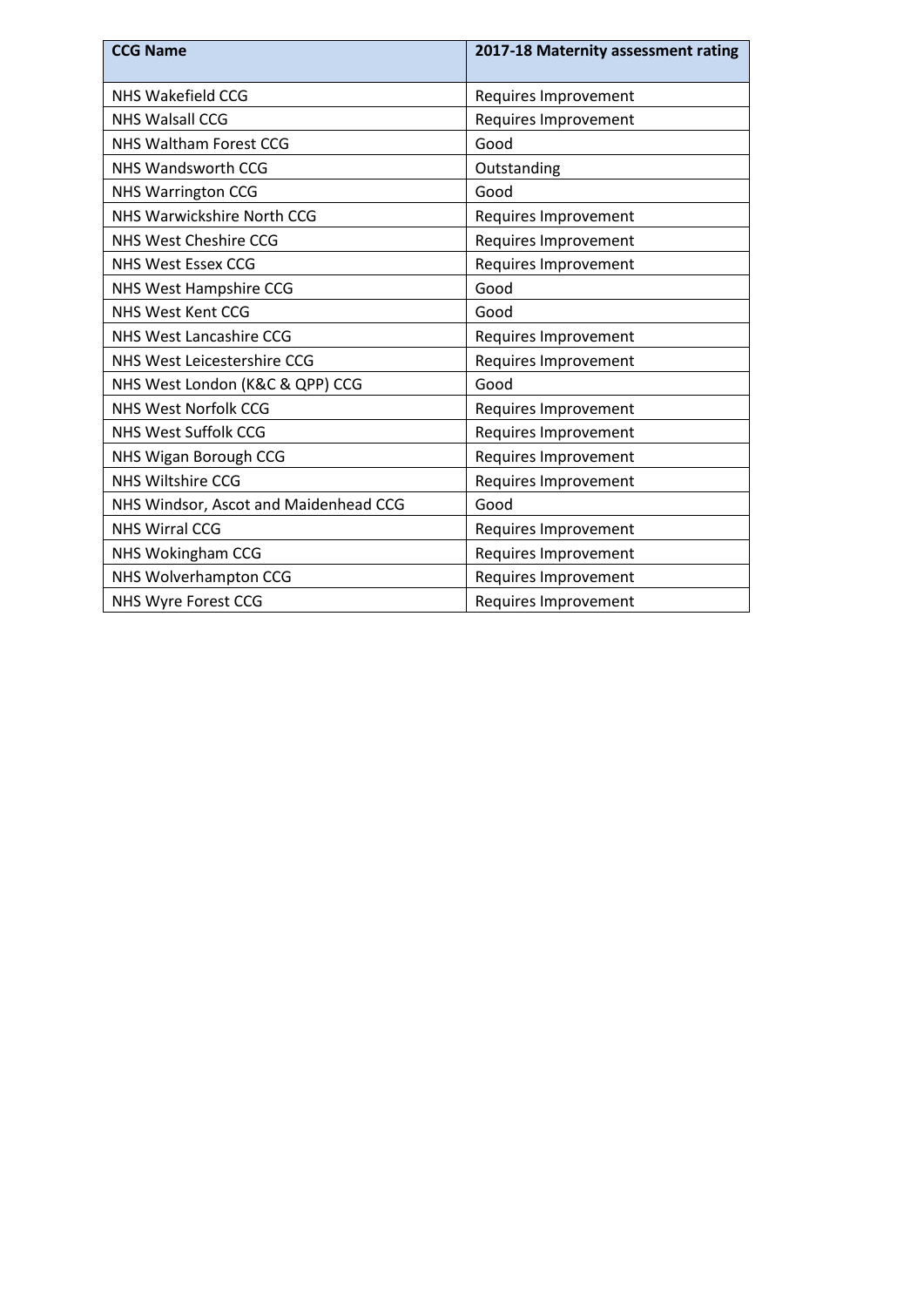| CCG Name | 2017-18 Maternity assessment rating |
| --- | --- |
| NHS Wakefield CCG | Requires Improvement |
| NHS Walsall CCG | Requires Improvement |
| NHS Waltham Forest CCG | Good |
| NHS Wandsworth CCG | Outstanding |
| NHS Warrington CCG | Good |
| NHS Warwickshire North CCG | Requires Improvement |
| NHS West Cheshire CCG | Requires Improvement |
| NHS West Essex CCG | Requires Improvement |
| NHS West Hampshire CCG | Good |
| NHS West Kent CCG | Good |
| NHS West Lancashire CCG | Requires Improvement |
| NHS West Leicestershire CCG | Requires Improvement |
| NHS West London (K&C & QPP) CCG | Good |
| NHS West Norfolk CCG | Requires Improvement |
| NHS West Suffolk CCG | Requires Improvement |
| NHS Wigan Borough CCG | Requires Improvement |
| NHS Wiltshire CCG | Requires Improvement |
| NHS Windsor, Ascot and Maidenhead CCG | Good |
| NHS Wirral CCG | Requires Improvement |
| NHS Wokingham CCG | Requires Improvement |
| NHS Wolverhampton CCG | Requires Improvement |
| NHS Wyre Forest CCG | Requires Improvement |